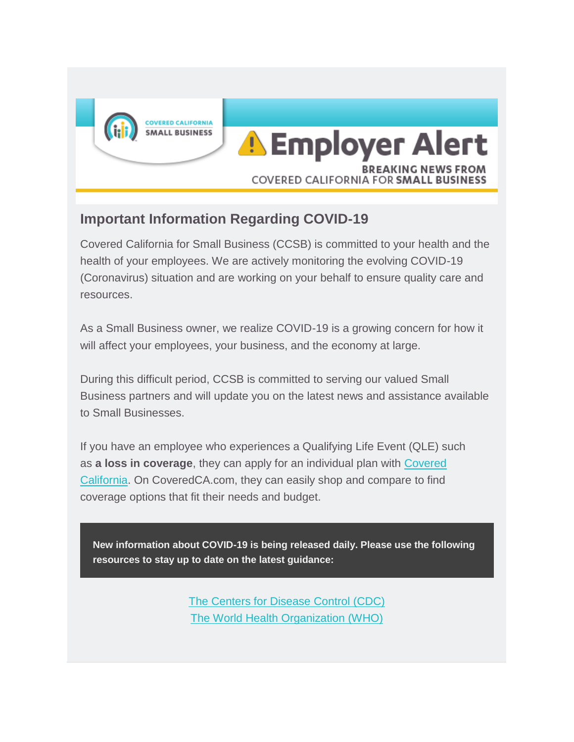COVERED CALIFORNIA SMALL BUSINESS

# Employer Alert

BREAKING NEWS FROM COVERED CALIFORNIA FOR **SMALL BUSINESS**

## Important Information Regarding COVID-19

Covered California for Small Business (CCSB) is committed to your health and the health of your employees. We are actively monitoring the evolving COVID-19 (Coronavirus) situation and are working on your behalf to ensure quality care and resources.

As a Small Business owner, we realize COVID-19 is a growing concern for how it will affect your employees, your business, and the economy at large.

During this difficult period, CCSB is committed to serving our valued Small Business partners and will update you on the latest news and assistance available to Small Businesses.

If you have an employee who experiences a Qualifying Life Event (QLE) such as **a loss in coverage**, they can apply for an individual plan with Covered California. On CoveredCA.com, they can easily shop and compare to find coverage options that fit their needs and budget.

**New information about COVID-19 is being released daily. Please use the following resources to stay up to date on the latest guidance:**

The Centers for Disease Control (CDC)
The World Health Organization (WHO)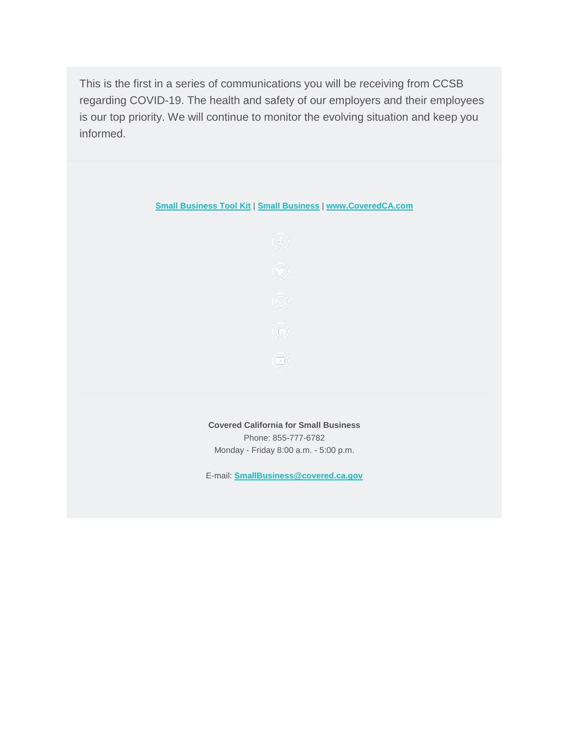This is the first in a series of communications you will be receiving from CCSB regarding COVID-19. The health and safety of our employers and their employees is our top priority. We will continue to monitor the evolving situation and keep you informed.

**Small Business Tool Kit** | **Small Business** | **www.CoveredCA.com**

**Covered California for Small Business**  
Phone: 855-777-6782  
Monday - Friday 8:00 a.m. - 5:00 p.m.

E-mail: **SmallBusiness@covered.ca.gov**